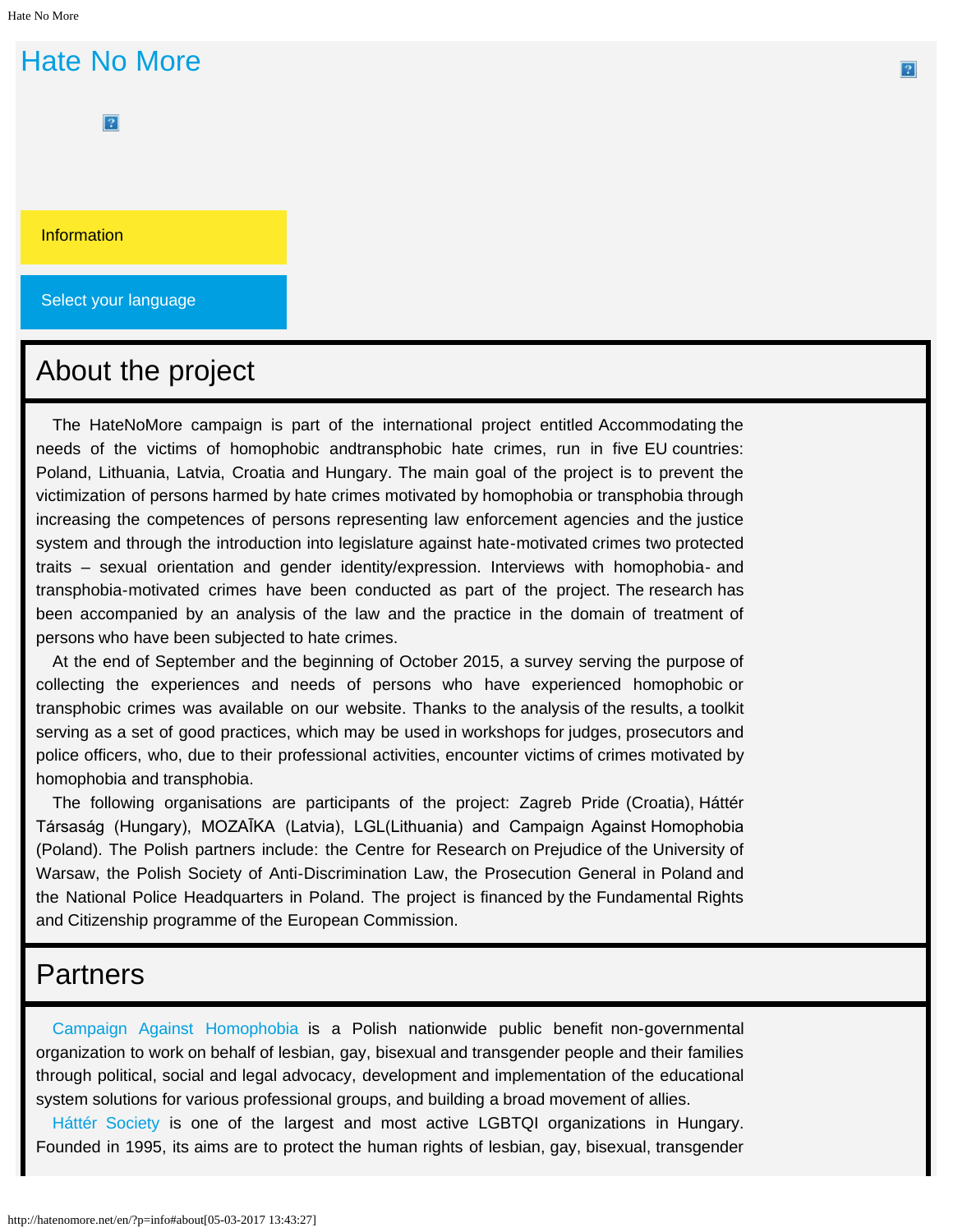# Hate No More

Information

Select your language

## About the project

The HateNoMore campaign is part of the international project entitled Accommodating the needs of the victims of homophobic andtransphobic hate crimes, run in five EU countries: Poland, Lithuania, Latvia, Croatia and Hungary. The main goal of the project is to prevent the victimization of persons harmed by hate crimes motivated by homophobia or transphobia through increasing the competences of persons representing law enforcement agencies and the justice system and through the introduction into legislature against hate-motivated crimes two protected traits – sexual orientation and gender identity/expression. Interviews with homophobia- and transphobia-motivated crimes have been conducted as part of the project. The research has been accompanied by an analysis of the law and the practice in the domain of treatment of persons who have been subjected to hate crimes.

At the end of September and the beginning of October 2015, a survey serving the purpose of collecting the experiences and needs of persons who have experienced homophobic or transphobic crimes was available on our website. Thanks to the analysis of the results, a toolkit serving as a set of good practices, which may be used in workshops for judges, prosecutors and police officers, who, due to their professional activities, encounter victims of crimes motivated by homophobia and transphobia.

The following organisations are participants of the project: Zagreb Pride (Croatia), Háttér Társaság (Hungary), MOZAĪKA (Latvia), LGL(Lithuania) and Campaign Against Homophobia (Poland). The Polish partners include: the Centre for Research on Prejudice of the University of Warsaw, the Polish Society of Anti-Discrimination Law, the Prosecution General in Poland and the National Police Headquarters in Poland. The project is financed by the Fundamental Rights and Citizenship programme of the European Commission.

## Partners

Campaign Against Homophobia is a Polish nationwide public benefit non-governmental organization to work on behalf of lesbian, gay, bisexual and transgender people and their families through political, social and legal advocacy, development and implementation of the educational system solutions for various professional groups, and building a broad movement of allies.

Háttér Society is one of the largest and most active LGBTQI organizations in Hungary. Founded in 1995, its aims are to protect the human rights of lesbian, gay, bisexual, transgender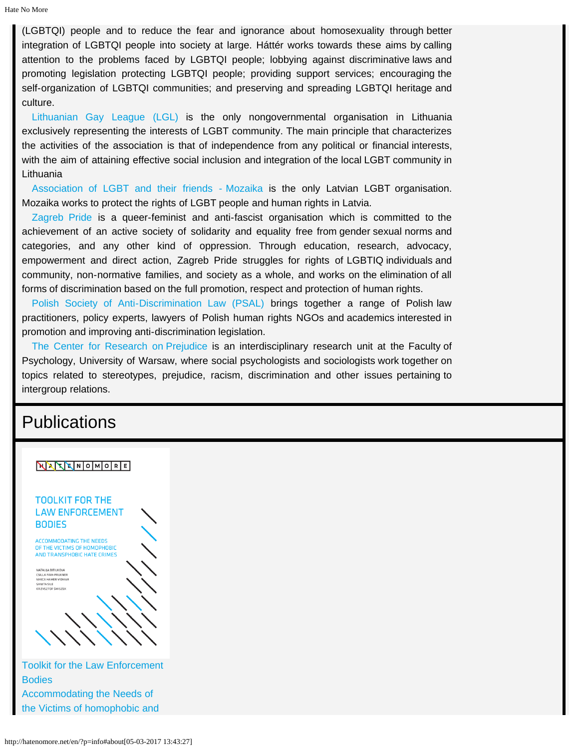(LGBTQI) people and to reduce the fear and ignorance about homosexuality through better integration of LGBTQI people into society at large. Háttér works towards these aims by calling attention to the problems faced by LGBTQI people; lobbying against discriminative laws and promoting legislation protecting LGBTQI people; providing support services; encouraging the self-organization of LGBTQI communities; and preserving and spreading LGBTQI heritage and culture.

Lithuanian Gay League (LGL) is the only nongovernmental organisation in Lithuania exclusively representing the interests of LGBT community. The main principle that characterizes the activities of the association is that of independence from any political or financial interests, with the aim of attaining effective social inclusion and integration of the local LGBT community in Lithuania

Association of LGBT and their friends - Mozaika is the only Latvian LGBT organisation. Mozaika works to protect the rights of LGBT people and human rights in Latvia.

Zagreb Pride is a queer-feminist and anti-fascist organisation which is committed to the achievement of an active society of solidarity and equality free from gender sexual norms and categories, and any other kind of oppression. Through education, research, advocacy, empowerment and direct action, Zagreb Pride struggles for rights of LGBTIQ individuals and community, non-normative families, and society as a whole, and works on the elimination of all forms of discrimination based on the full promotion, respect and protection of human rights.

Polish Society of Anti-Discrimination Law (PSAL) brings together a range of Polish law practitioners, policy experts, lawyers of Polish human rights NGOs and academics interested in promotion and improving anti-discrimination legislation.

The Center for Research on Prejudice is an interdisciplinary research unit at the Faculty of Psychology, University of Warsaw, where social psychologists and sociologists work together on topics related to stereotypes, prejudice, racism, discrimination and other issues pertaining to intergroup relations.

# Publications

HATENOMORE

TOOLKIT FOR THE LAW ENFORCEMENT BODIES

ACCOMMODATING THE NEEDS OF THE VICTIMS OF HOMOPHOBIC AND TRANSPHOBIC HATE CRIMES

NATALIJA BITIUKOVA
CSILLA FAIX-PRUKNER
NIKICA HAMER VIDMAR
SANITA SILE
KRZYSZTOF ŚMISZEK

Toolkit for the Law Enforcement Bodies
Accommodating the Needs of the Victims of homophobic and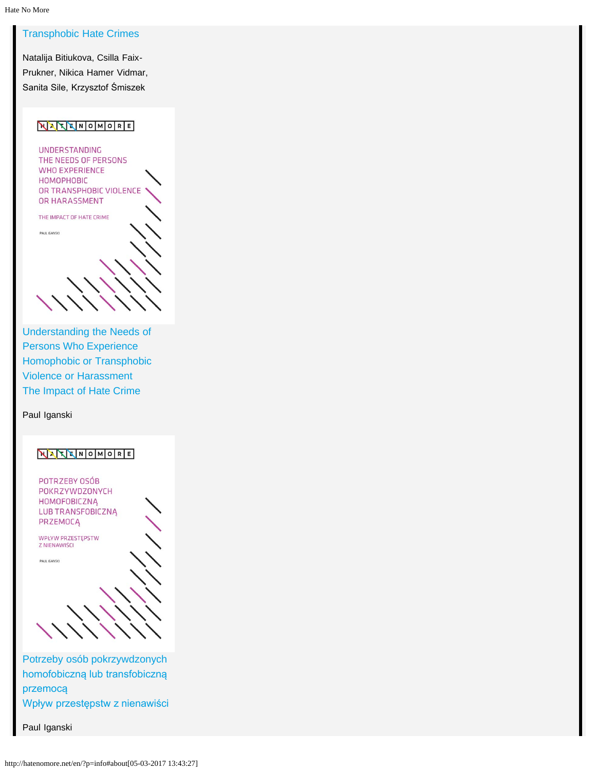Transphobic Hate Crimes

Natalija Bitiukova, Csilla Faix-Prukner, Nikica Hamer Vidmar, Sanita Sile, Krzysztof Śmiszek

Understanding the Needs of Persons Who Experience Homophobic or Transphobic Violence or Harassment
The Impact of Hate Crime

Paul Iganski

Potrzeby osób pokrzywdzonych homofobiczną lub transfobiczną przemocą
Wpływ przestępstw z nienawiści

Paul Iganski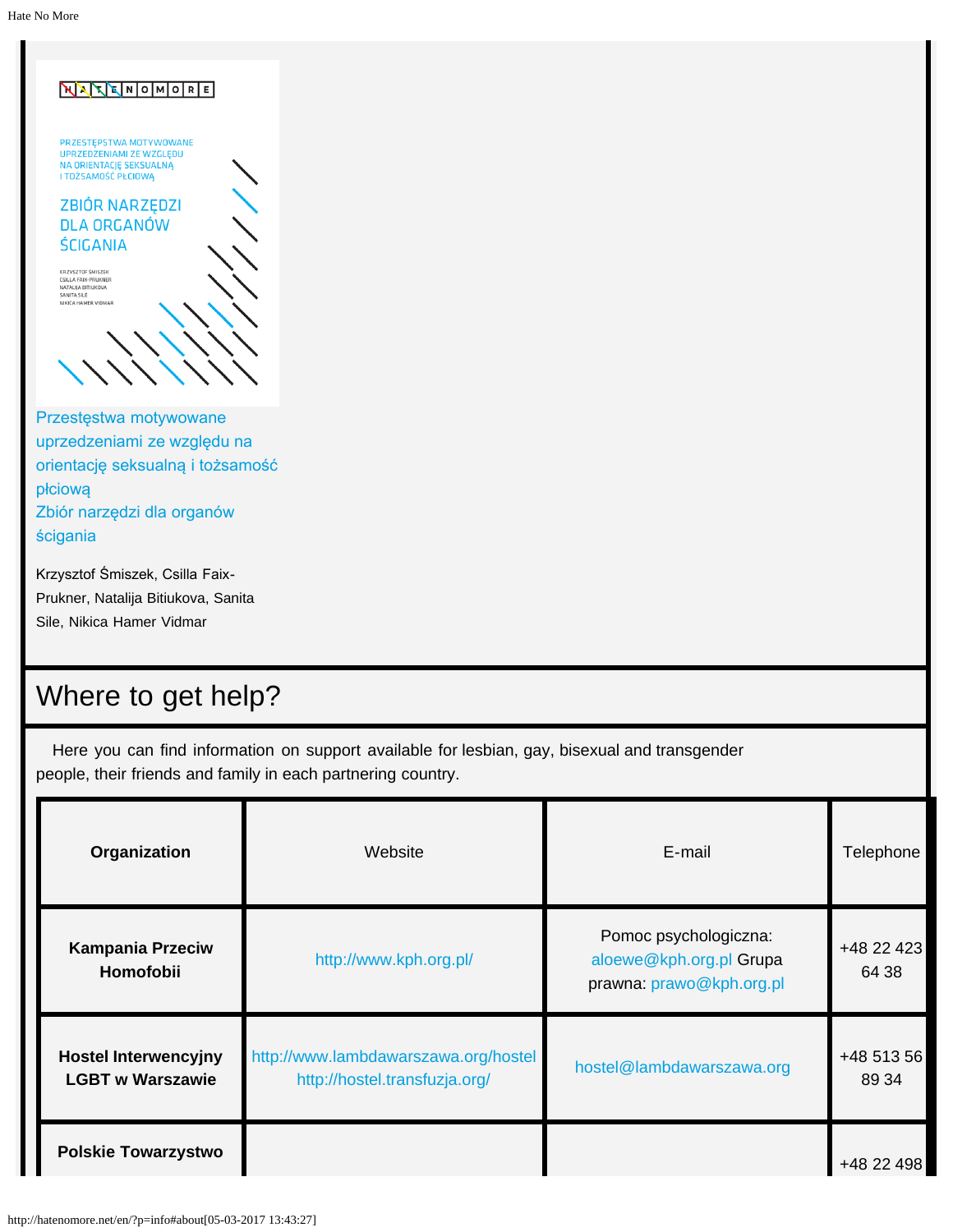Przestępstwa motywowane uprzedzeniami ze względu na orientację seksualną i tożsamość płciową
Zbiór narzędzi dla organów ścigania

Krzysztof Śmiszek, Csilla Faix-Prukner, Natalija Bitiukova, Sanita Sile, Nikica Hamer Vidmar

## Where to get help?

Here you can find information on support available for lesbian, gay, bisexual and transgender people, their friends and family in each partnering country.

| **Organization** | Website | E-mail | Telephone |
| --- | --- | --- | --- |
| **Kampania Przeciw Homofobii** | http://www.kph.org.pl/ | Pomoc psychologiczna: aloewe@kph.org.pl Grupa prawna: prawo@kph.org.pl | +48 22 423 64 38 |
| **Hostel Interwencyjny LGBT w Warszawie** | http://www.lambdawarszawa.org/hostel http://hostel.transfuzja.org/ | hostel@lambdawarszawa.org | +48 513 56 89 34 |
| **Polskie Towarzystwo** | | | +48 22 498 |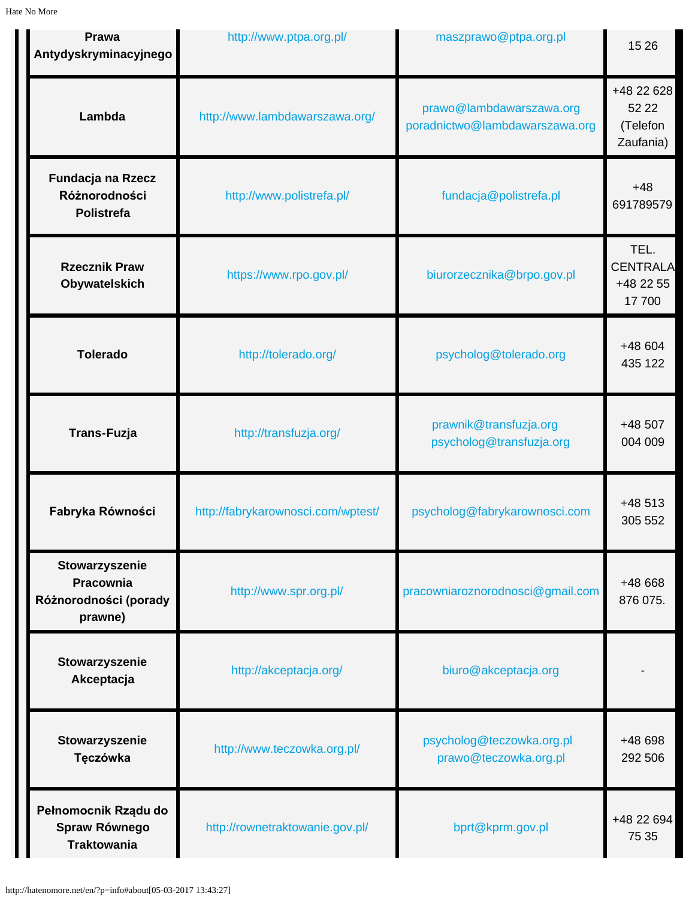| Prawa Antydyskryminacyjnego | http://www.ptpa.org.pl/ | maszprawo@ptpa.org.pl | 15 26 |
|---|---|---|---|
| Lambda | http://www.lambdawarszawa.org/ | prawo@lambdawarszawa.org poradnictwo@lambdawarszawa.org | +48 22 628 52 22 (Telefon Zaufania) |
| Fundacja na Rzecz Różnorodności Polistrefa | http://www.polistrefa.pl/ | fundacja@polistrefa.pl | +48 691789579 |
| Rzecznik Praw Obywatelskich | https://www.rpo.gov.pl/ | biurorzecznika@brpo.gov.pl | TEL. CENTRALA +48 22 55 17 700 |
| Tolerado | http://tolerado.org/ | psycholog@tolerado.org | +48 604 435 122 |
| Trans-Fuzja | http://transfuzja.org/ | prawnik@transfuzja.org psycholog@transfuzja.org | +48 507 004 009 |
| Fabryka Równości | http://fabrykarownosci.com/wptest/ | psycholog@fabrykarownosci.com | +48 513 305 552 |
| Stowarzyszenie Pracownia Różnorodności (porady prawne) | http://www.spr.org.pl/ | pracowniaroznorodnosci@gmail.com | +48 668 876 075. |
| Stowarzyszenie Akceptacja | http://akceptacja.org/ | biuro@akceptacja.org | - |
| Stowarzyszenie Tęczówka | http://www.teczowka.org.pl/ | psycholog@teczowka.org.pl prawo@teczowka.org.pl | +48 698 292 506 |
| Pełnomocnik Rządu do Spraw Równego Traktowania | http://rownetraktowanie.gov.pl/ | bprt@kprm.gov.pl | +48 22 694 75 35 |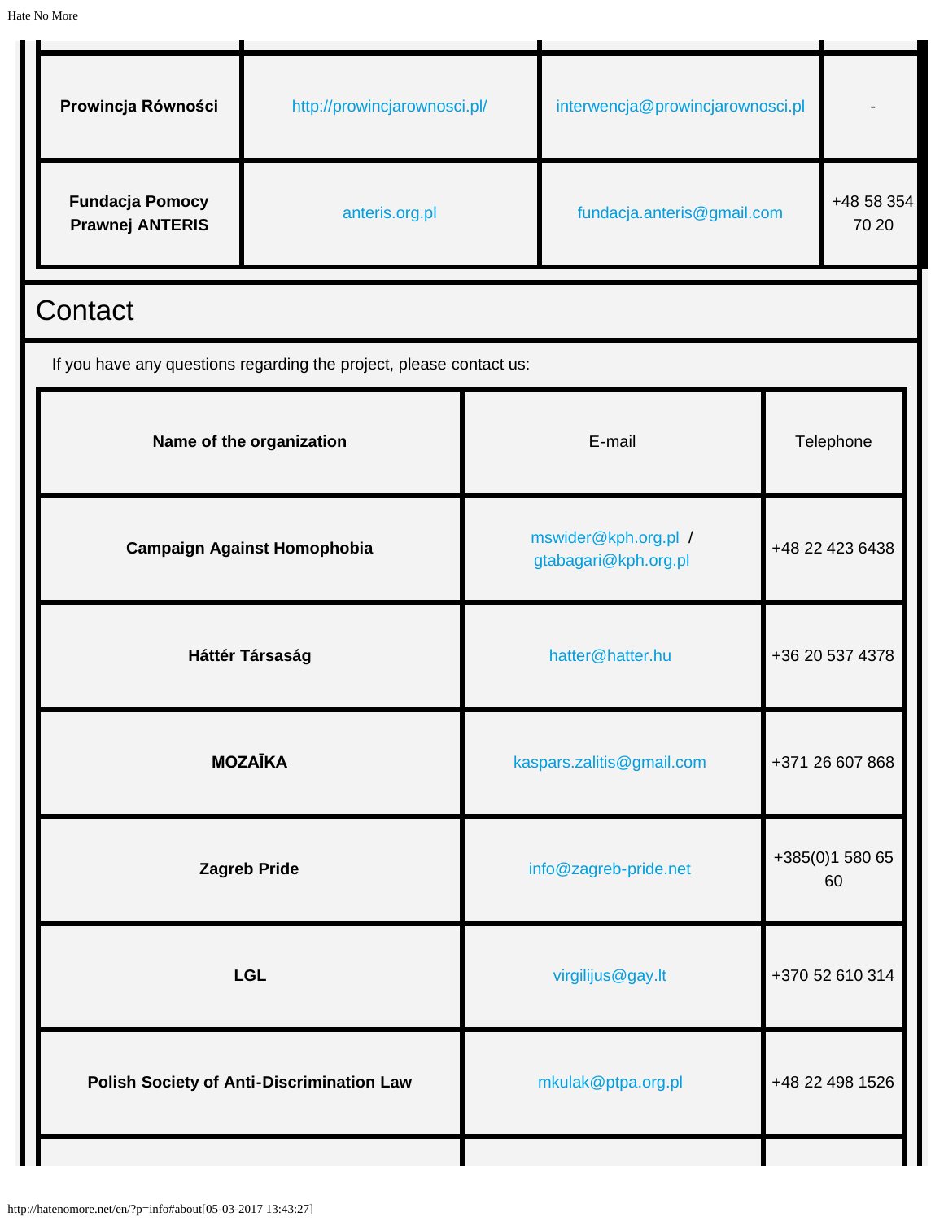| | | | |
|---|---|---|---|
| **Prowincja Równości** | http://prowincjarownosci.pl/ | interwencja@prowincjarownosci.pl | - |
| **Fundacja Pomocy Prawnej ANTERIS** | anteris.org.pl | fundacja.anteris@gmail.com | +48 58 354 70 20 |

# Contact

If you have any questions regarding the project, please contact us:

| Name of the organization | E-mail | Telephone |
|---|---|---|
| **Campaign Against Homophobia** | mswider@kph.org.pl / gtabagari@kph.org.pl | +48 22 423 6438 |
| **Háttér Társaság** | hatter@hatter.hu | +36 20 537 4378 |
| **MOZAĪKA** | kaspars.zalitis@gmail.com | +371 26 607 868 |
| **Zagreb Pride** | info@zagreb-pride.net | +385(0)1 580 65 60 |
| **LGL** | virgilijus@gay.lt | +370 52 610 314 |
| **Polish Society of Anti-Discrimination Law** | mkulak@ptpa.org.pl | +48 22 498 1526 |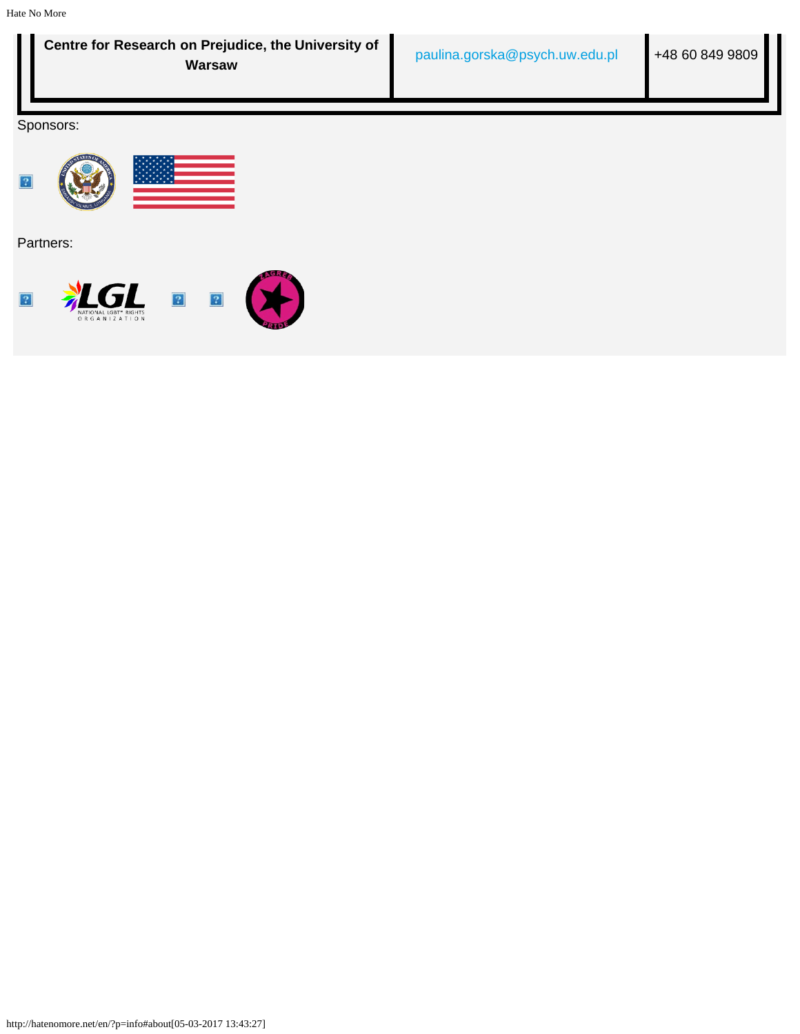| | | |
|---|---|---|
| **Centre for Research on Prejudice, the University of Warsaw** | paulina.gorska@psych.uw.edu.pl | +48 60 849 9809 |

Sponsors:

Partners:

NATIONAL LGBT* RIGHTS ORGANIZATION